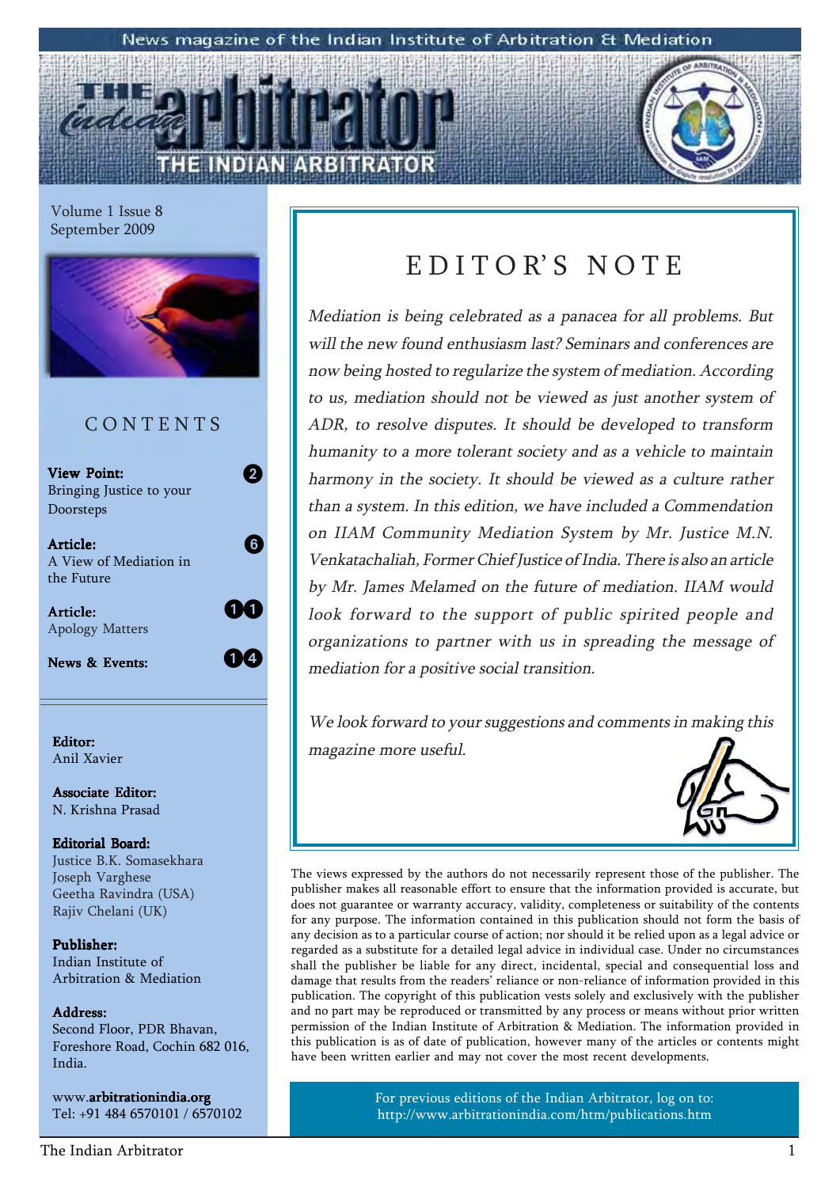News magazine of the Indian Institute of Arbitration & Mediation

# THE INDIAN ARBITRATOR

Volume 1 Issue 8
September 2009

## CONTENTS

| | |
|---|---|
| **View Point:** Bringing Justice to your Doorsteps | 2 |
| **Article:** A View of Mediation in the Future | 6 |
| **Article:** Apology Matters | 11 |
| **News & Events:** | 14 |

**Editor:**
Anil Xavier

**Associate Editor:**
N. Krishna Prasad

**Editorial Board:**
Justice B.K. Somasekhara
Joseph Varghese
Geetha Ravindra (USA)
Rajiv Chelani (UK)

**Publisher:**
Indian Institute of Arbitration & Mediation

**Address:**
Second Floor, PDR Bhavan,
Foreshore Road, Cochin 682 016,
India.

www.**arbitrationindia.org**
Tel: +91 484 6570101 / 6570102

## EDITOR'S NOTE

*Mediation is being celebrated as a panacea for all problems. But will the new found enthusiasm last? Seminars and conferences are now being hosted to regularize the system of mediation. According to us, mediation should not be viewed as just another system of ADR, to resolve disputes. It should be developed to transform humanity to a more tolerant society and as a vehicle to maintain harmony in the society. It should be viewed as a culture rather than a system. In this edition, we have included a Commendation on IIAM Community Mediation System by Mr. Justice M.N. Venkatachaliah, Former Chief Justice of India. There is also an article by Mr. James Melamed on the future of mediation. IIAM would look forward to the support of public spirited people and organizations to partner with us in spreading the message of mediation for a positive social transition.*

*We look forward to your suggestions and comments in making this magazine more useful.*

The views expressed by the authors do not necessarily represent those of the publisher. The publisher makes all reasonable effort to ensure that the information provided is accurate, but does not guarantee or warranty accuracy, validity, completeness or suitability of the contents for any purpose. The information contained in this publication should not form the basis of any decision as to a particular course of action; nor should it be relied upon as a legal advice or regarded as a substitute for a detailed legal advice in individual case. Under no circumstances shall the publisher be liable for any direct, incidental, special and consequential loss and damage that results from the readers' reliance or non-reliance of information provided in this publication. The copyright of this publication vests solely and exclusively with the publisher and no part may be reproduced or transmitted by any process or means without prior written permission of the Indian Institute of Arbitration & Mediation. The information provided in this publication is as of date of publication, however many of the articles or contents might have been written earlier and may not cover the most recent developments.

For previous editions of the Indian Arbitrator, log on to:
http://www.arbitrationindia.com/htm/publications.htm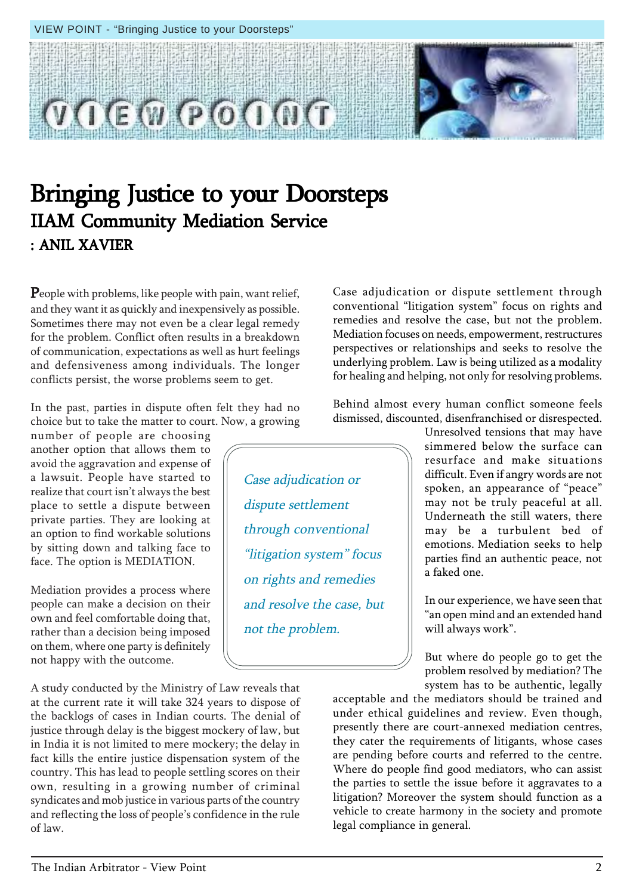# Bringing Justice to your Doorsteps

## IIAM Community Mediation Service

**: ANIL XAVIER**

People with problems, like people with pain, want relief, and they want it as quickly and inexpensively as possible. Sometimes there may not even be a clear legal remedy for the problem. Conflict often results in a breakdown of communication, expectations as well as hurt feelings and defensiveness among individuals. The longer conflicts persist, the worse problems seem to get.

In the past, parties in dispute often felt they had no choice but to take the matter to court. Now, a growing number of people are choosing another option that allows them to avoid the aggravation and expense of a lawsuit. People have started to realize that court isn't always the best place to settle a dispute between private parties. They are looking at an option to find workable solutions by sitting down and talking face to face. The option is MEDIATION.

Mediation provides a process where people can make a decision on their own and feel comfortable doing that, rather than a decision being imposed on them, where one party is definitely not happy with the outcome.

> *Case adjudication or dispute settlement through conventional "litigation system" focus on rights and remedies and resolve the case, but not the problem.*

A study conducted by the Ministry of Law reveals that at the current rate it will take 324 years to dispose of the backlogs of cases in Indian courts. The denial of justice through delay is the biggest mockery of law, but in India it is not limited to mere mockery; the delay in fact kills the entire justice dispensation system of the country. This has lead to people settling scores on their own, resulting in a growing number of criminal syndicates and mob justice in various parts of the country and reflecting the loss of people's confidence in the rule of law.

Case adjudication or dispute settlement through conventional "litigation system" focus on rights and remedies and resolve the case, but not the problem. Mediation focuses on needs, empowerment, restructures perspectives or relationships and seeks to resolve the underlying problem. Law is being utilized as a modality for healing and helping, not only for resolving problems.

Behind almost every human conflict someone feels dismissed, discounted, disenfranchised or disrespected. Unresolved tensions that may have simmered below the surface can resurface and make situations difficult. Even if angry words are not spoken, an appearance of "peace" may not be truly peaceful at all. Underneath the still waters, there may be a turbulent bed of emotions. Mediation seeks to help parties find an authentic peace, not a faked one.

In our experience, we have seen that "an open mind and an extended hand will always work".

But where do people go to get the problem resolved by mediation? The system has to be authentic, legally acceptable and the mediators should be trained and under ethical guidelines and review. Even though, presently there are court-annexed mediation centres, they cater the requirements of litigants, whose cases are pending before courts and referred to the centre. Where do people find good mediators, who can assist the parties to settle the issue before it aggravates to a litigation? Moreover the system should function as a vehicle to create harmony in the society and promote legal compliance in general.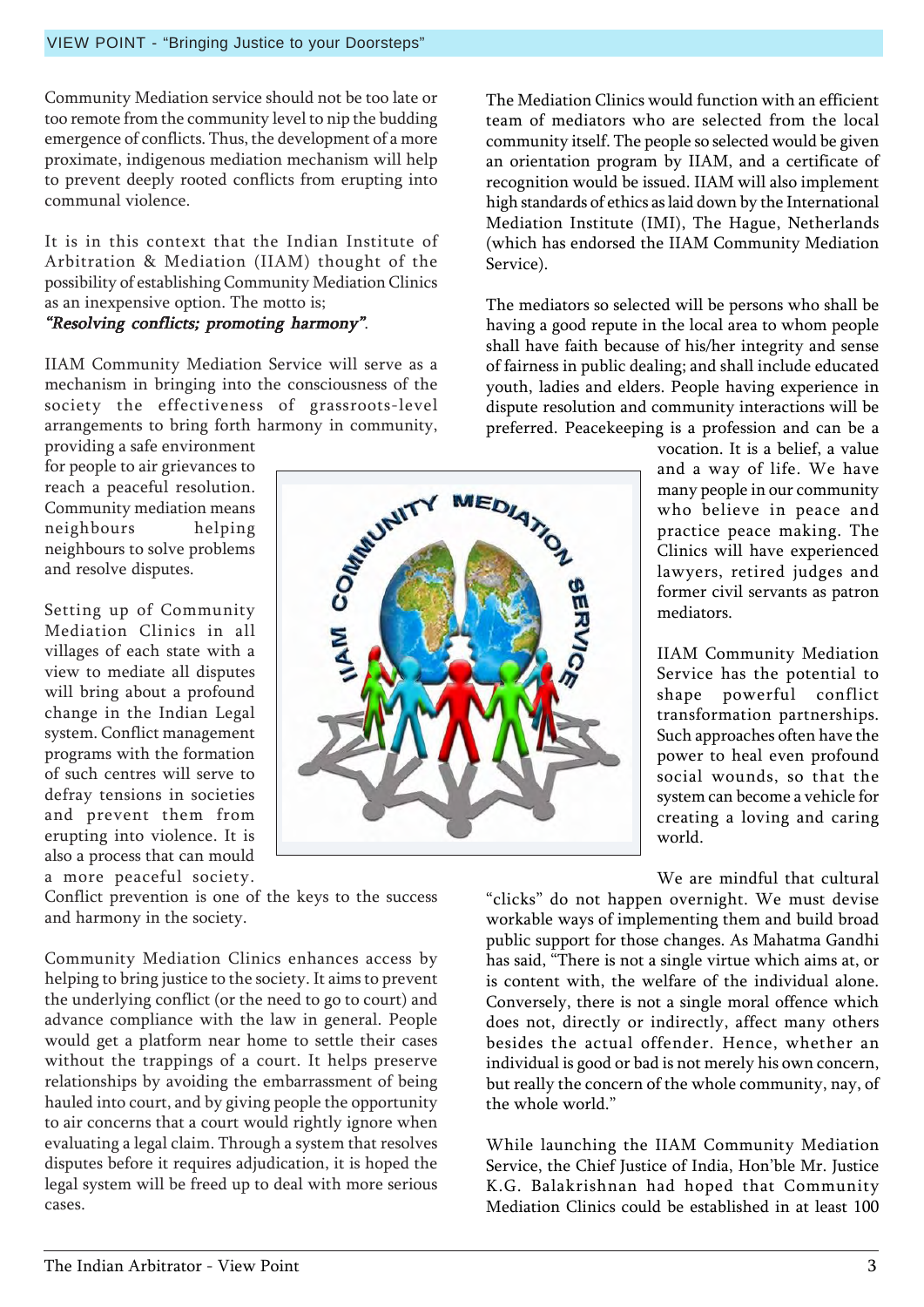Community Mediation service should not be too late or too remote from the community level to nip the budding emergence of conflicts. Thus, the development of a more proximate, indigenous mediation mechanism will help to prevent deeply rooted conflicts from erupting into communal violence.

It is in this context that the Indian Institute of Arbitration & Mediation (IIAM) thought of the possibility of establishing Community Mediation Clinics as an inexpensive option. The motto is;
***"Resolving conflicts; promoting harmony"***.

IIAM Community Mediation Service will serve as a mechanism in bringing into the consciousness of the society the effectiveness of grassroots-level arrangements to bring forth harmony in community, providing a safe environment for people to air grievances to reach a peaceful resolution. Community mediation means neighbours helping neighbours to solve problems and resolve disputes.

Setting up of Community Mediation Clinics in all villages of each state with a view to mediate all disputes will bring about a profound change in the Indian Legal system. Conflict management programs with the formation of such centres will serve to defray tensions in societies and prevent them from erupting into violence. It is also a process that can mould a more peaceful society. Conflict prevention is one of the keys to the success and harmony in the society.

Community Mediation Clinics enhances access by helping to bring justice to the society. It aims to prevent the underlying conflict (or the need to go to court) and advance compliance with the law in general. People would get a platform near home to settle their cases without the trappings of a court. It helps preserve relationships by avoiding the embarrassment of being hauled into court, and by giving people the opportunity to air concerns that a court would rightly ignore when evaluating a legal claim. Through a system that resolves disputes before it requires adjudication, it is hoped the legal system will be freed up to deal with more serious cases.

The Mediation Clinics would function with an efficient team of mediators who are selected from the local community itself. The people so selected would be given an orientation program by IIAM, and a certificate of recognition would be issued. IIAM will also implement high standards of ethics as laid down by the International Mediation Institute (IMI), The Hague, Netherlands (which has endorsed the IIAM Community Mediation Service).

The mediators so selected will be persons who shall be having a good repute in the local area to whom people shall have faith because of his/her integrity and sense of fairness in public dealing; and shall include educated youth, ladies and elders. People having experience in dispute resolution and community interactions will be preferred. Peacekeeping is a profession and can be a vocation. It is a belief, a value and a way of life. We have many people in our community who believe in peace and practice peace making. The Clinics will have experienced lawyers, retired judges and former civil servants as patron mediators.

IIAM Community Mediation Service has the potential to shape powerful conflict transformation partnerships. Such approaches often have the power to heal even profound social wounds, so that the system can become a vehicle for creating a loving and caring world.

We are mindful that cultural "clicks" do not happen overnight. We must devise workable ways of implementing them and build broad public support for those changes. As Mahatma Gandhi has said, "There is not a single virtue which aims at, or is content with, the welfare of the individual alone. Conversely, there is not a single moral offence which does not, directly or indirectly, affect many others besides the actual offender. Hence, whether an individual is good or bad is not merely his own concern, but really the concern of the whole community, nay, of the whole world."

While launching the IIAM Community Mediation Service, the Chief Justice of India, Hon'ble Mr. Justice K.G. Balakrishnan had hoped that Community Mediation Clinics could be established in at least 100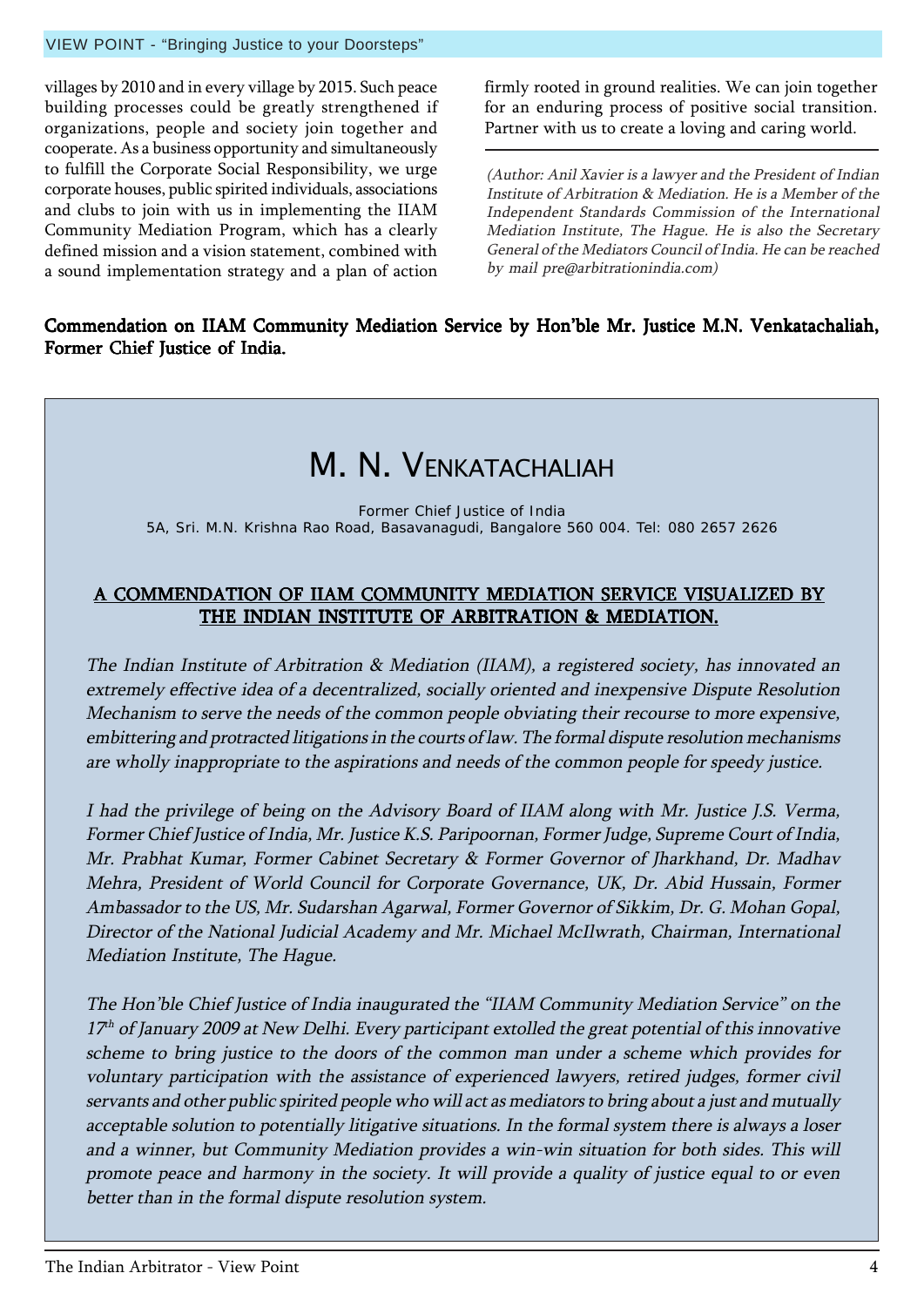villages by 2010 and in every village by 2015. Such peace building processes could be greatly strengthened if organizations, people and society join together and cooperate. As a business opportunity and simultaneously to fulfill the Corporate Social Responsibility, we urge corporate houses, public spirited individuals, associations and clubs to join with us in implementing the IIAM Community Mediation Program, which has a clearly defined mission and a vision statement, combined with a sound implementation strategy and a plan of action firmly rooted in ground realities. We can join together for an enduring process of positive social transition. Partner with us to create a loving and caring world.

*(Author: Anil Xavier is a lawyer and the President of Indian Institute of Arbitration & Mediation. He is a Member of the Independent Standards Commission of the International Mediation Institute, The Hague. He is also the Secretary General of the Mediators Council of India. He can be reached by mail pre@arbitrationindia.com)*

**Commendation on IIAM Community Mediation Service by Hon'ble Mr. Justice M.N. Venkatachaliah, Former Chief Justice of India.**

# M. N. Venkatachaliah

Former Chief Justice of India
5A, Sri. M.N. Krishna Rao Road, Basavanagudi, Bangalore 560 004. Tel: 080 2657 2626

## A COMMENDATION OF IIAM COMMUNITY MEDIATION SERVICE VISUALIZED BY THE INDIAN INSTITUTE OF ARBITRATION & MEDIATION.

*The Indian Institute of Arbitration & Mediation (IIAM), a registered society, has innovated an extremely effective idea of a decentralized, socially oriented and inexpensive Dispute Resolution Mechanism to serve the needs of the common people obviating their recourse to more expensive, embittering and protracted litigations in the courts of law. The formal dispute resolution mechanisms are wholly inappropriate to the aspirations and needs of the common people for speedy justice.*

*I had the privilege of being on the Advisory Board of IIAM along with Mr. Justice J.S. Verma, Former Chief Justice of India, Mr. Justice K.S. Paripoornan, Former Judge, Supreme Court of India, Mr. Prabhat Kumar, Former Cabinet Secretary & Former Governor of Jharkhand, Dr. Madhav Mehra, President of World Council for Corporate Governance, UK, Dr. Abid Hussain, Former Ambassador to the US, Mr. Sudarshan Agarwal, Former Governor of Sikkim, Dr. G. Mohan Gopal, Director of the National Judicial Academy and Mr. Michael McIlwrath, Chairman, International Mediation Institute, The Hague.*

*The Hon'ble Chief Justice of India inaugurated the "IIAM Community Mediation Service" on the 17th of January 2009 at New Delhi. Every participant extolled the great potential of this innovative scheme to bring justice to the doors of the common man under a scheme which provides for voluntary participation with the assistance of experienced lawyers, retired judges, former civil servants and other public spirited people who will act as mediators to bring about a just and mutually acceptable solution to potentially litigative situations. In the formal system there is always a loser and a winner, but Community Mediation provides a win-win situation for both sides. This will promote peace and harmony in the society. It will provide a quality of justice equal to or even better than in the formal dispute resolution system.*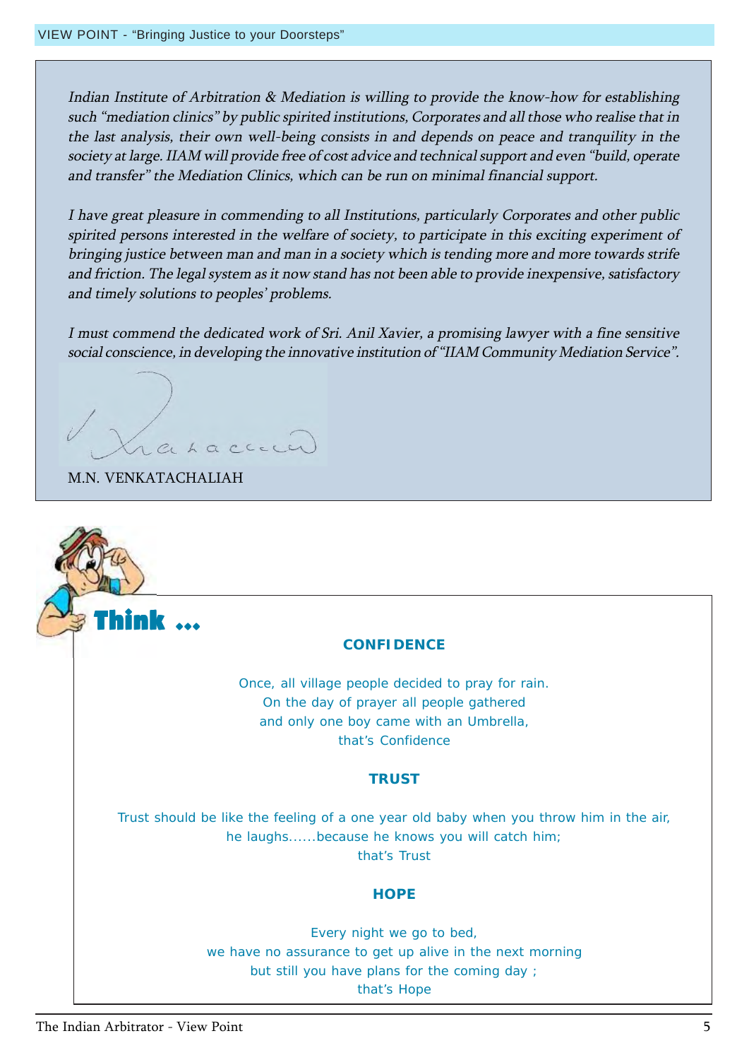*Indian Institute of Arbitration & Mediation is willing to provide the know-how for establishing such "mediation clinics" by public spirited institutions, Corporates and all those who realise that in the last analysis, their own well-being consists in and depends on peace and tranquility in the society at large. IIAM will provide free of cost advice and technical support and even "build, operate and transfer" the Mediation Clinics, which can be run on minimal financial support.*

*I have great pleasure in commending to all Institutions, particularly Corporates and other public spirited persons interested in the welfare of society, to participate in this exciting experiment of bringing justice between man and man in a society which is tending more and more towards strife and friction. The legal system as it now stand has not been able to provide inexpensive, satisfactory and timely solutions to peoples' problems.*

*I must commend the dedicated work of Sri. Anil Xavier, a promising lawyer with a fine sensitive social conscience, in developing the innovative institution of "IIAM Community Mediation Service".*

M.N. VENKATACHALIAH

## Think ...

### CONFIDENCE

Once, all village people decided to pray for rain.
On the day of prayer all people gathered
and only one boy came with an Umbrella,
that's Confidence

### TRUST

Trust should be like the feeling of a one year old baby when you throw him in the air,
he laughs......because he knows you will catch him;
that's Trust

### HOPE

Every night we go to bed,
we have no assurance to get up alive in the next morning
but still you have plans for the coming day ;
that's Hope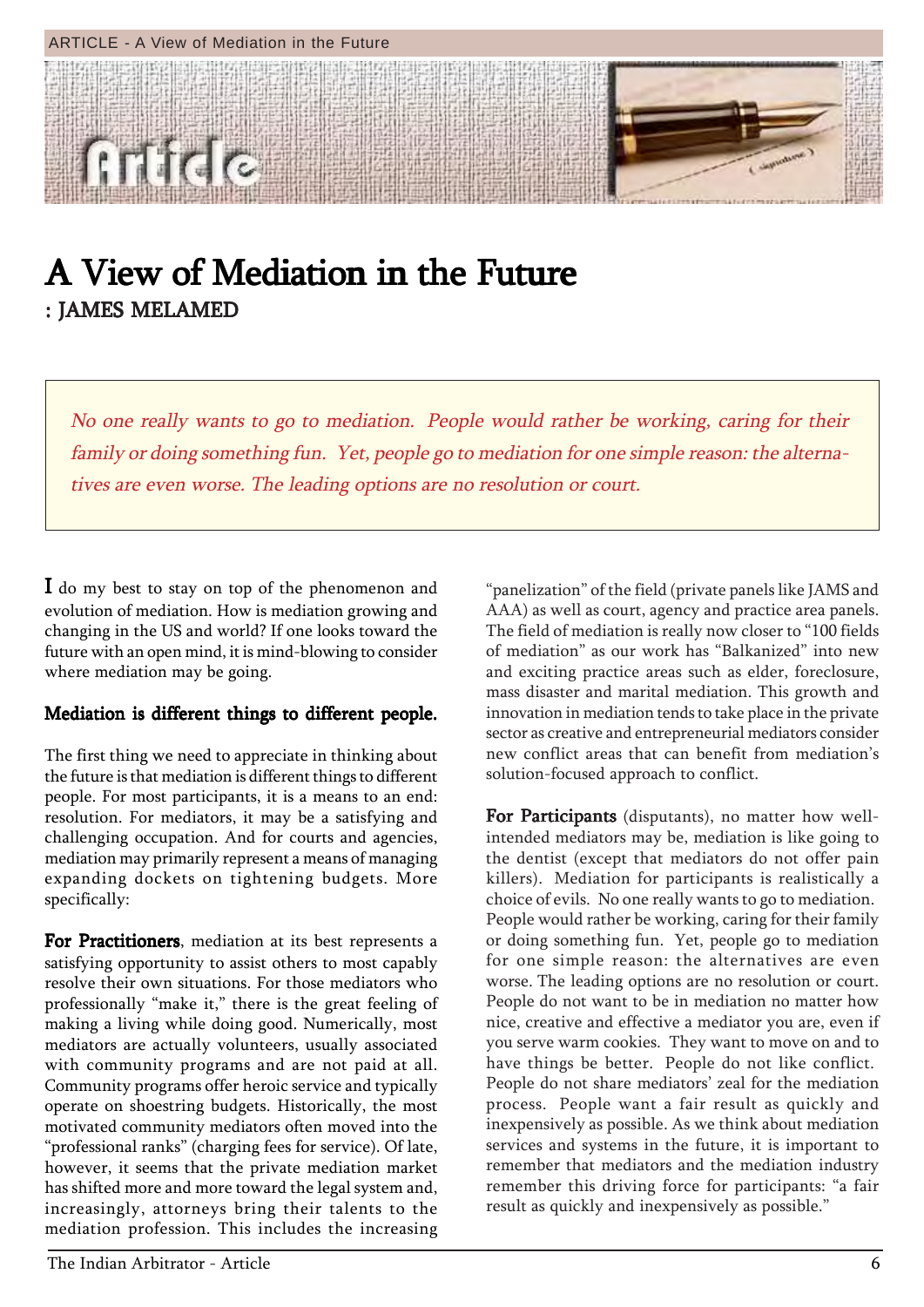# A View of Mediation in the Future

: JAMES MELAMED

*No one really wants to go to mediation. People would rather be working, caring for their family or doing something fun. Yet, people go to mediation for one simple reason: the alternatives are even worse. The leading options are no resolution or court.*

I do my best to stay on top of the phenomenon and evolution of mediation. How is mediation growing and changing in the US and world? If one looks toward the future with an open mind, it is mind-blowing to consider where mediation may be going.

## Mediation is different things to different people.

The first thing we need to appreciate in thinking about the future is that mediation is different things to different people. For most participants, it is a means to an end: resolution. For mediators, it may be a satisfying and challenging occupation. And for courts and agencies, mediation may primarily represent a means of managing expanding dockets on tightening budgets. More specifically:

**For Practitioners**, mediation at its best represents a satisfying opportunity to assist others to most capably resolve their own situations. For those mediators who professionally "make it," there is the great feeling of making a living while doing good. Numerically, most mediators are actually volunteers, usually associated with community programs and are not paid at all. Community programs offer heroic service and typically operate on shoestring budgets. Historically, the most motivated community mediators often moved into the "professional ranks" (charging fees for service). Of late, however, it seems that the private mediation market has shifted more and more toward the legal system and, increasingly, attorneys bring their talents to the mediation profession. This includes the increasing "panelization" of the field (private panels like JAMS and AAA) as well as court, agency and practice area panels. The field of mediation is really now closer to "100 fields of mediation" as our work has "Balkanized" into new and exciting practice areas such as elder, foreclosure, mass disaster and marital mediation. This growth and innovation in mediation tends to take place in the private sector as creative and entrepreneurial mediators consider new conflict areas that can benefit from mediation's solution-focused approach to conflict.

**For Participants** (disputants), no matter how well-intended mediators may be, mediation is like going to the dentist (except that mediators do not offer pain killers). Mediation for participants is realistically a choice of evils. No one really wants to go to mediation. People would rather be working, caring for their family or doing something fun. Yet, people go to mediation for one simple reason: the alternatives are even worse. The leading options are no resolution or court. People do not want to be in mediation no matter how nice, creative and effective a mediator you are, even if you serve warm cookies. They want to move on and to have things be better. People do not like conflict. People do not share mediators' zeal for the mediation process. People want a fair result as quickly and inexpensively as possible. As we think about mediation services and systems in the future, it is important to remember that mediators and the mediation industry remember this driving force for participants: "a fair result as quickly and inexpensively as possible."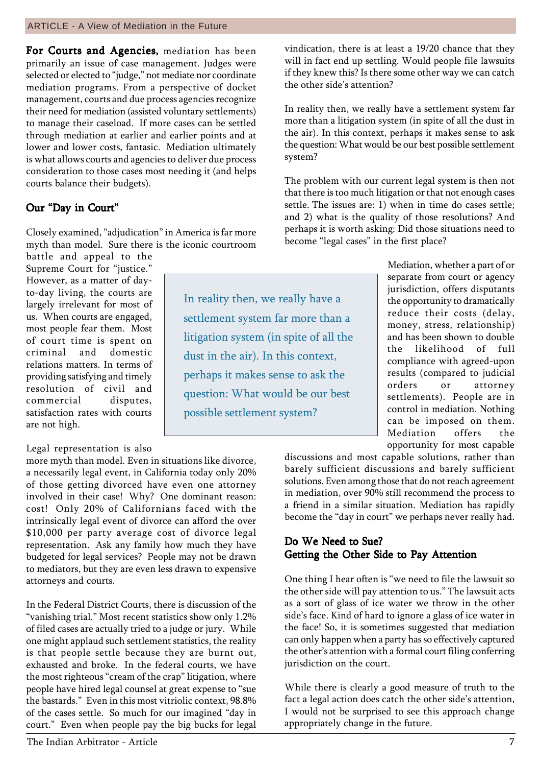**For Courts and Agencies,** mediation has been primarily an issue of case management. Judges were selected or elected to "judge," not mediate nor coordinate mediation programs. From a perspective of docket management, courts and due process agencies recognize their need for mediation (assisted voluntary settlements) to manage their caseload. If more cases can be settled through mediation at earlier and earlier points and at lower and lower costs, fantasic. Mediation ultimately is what allows courts and agencies to deliver due process consideration to those cases most needing it (and helps courts balance their budgets).

## Our "Day in Court"

Closely examined, "adjudication" in America is far more myth than model. Sure there is the iconic courtroom battle and appeal to the Supreme Court for "justice." However, as a matter of day-to-day living, the courts are largely irrelevant for most of us. When courts are engaged, most people fear them. Most of court time is spent on criminal and domestic relations matters. In terms of providing satisfying and timely resolution of civil and commercial disputes, satisfaction rates with courts are not high.

Legal representation is also more myth than model. Even in situations like divorce, a necessarily legal event, in California today only 20% of those getting divorced have even one attorney involved in their case! Why? One dominant reason: cost! Only 20% of Californians faced with the intrinsically legal event of divorce can afford the over $10,000 per party average cost of divorce legal representation. Ask any family how much they have budgeted for legal services? People may not be drawn to mediators, but they are even less drawn to expensive attorneys and courts.

In the Federal District Courts, there is discussion of the "vanishing trial." Most recent statistics show only 1.2% of filed cases are actually tried to a judge or jury. While one might applaud such settlement statistics, the reality is that people settle because they are burnt out, exhausted and broke. In the federal courts, we have the most righteous "cream of the crap" litigation, where people have hired legal counsel at great expense to "sue the bastards." Even in this most vitriolic context, 98.8% of the cases settle. So much for our imagined "day in court." Even when people pay the big bucks for legal vindication, there is at least a 19/20 chance that they will in fact end up settling. Would people file lawsuits if they knew this? Is there some other way we can catch the other side's attention?

In reality then, we really have a settlement system far more than a litigation system (in spite of all the dust in the air). In this context, perhaps it makes sense to ask the question: What would be our best possible settlement system?

The problem with our current legal system is then not that there is too much litigation or that not enough cases settle. The issues are: 1) when in time do cases settle; and 2) what is the quality of those resolutions? And perhaps it is worth asking: Did those situations need to become "legal cases" in the first place?

> In reality then, we really have a settlement system far more than a litigation system (in spite of all the dust in the air). In this context, perhaps it makes sense to ask the question: What would be our best possible settlement system?

Mediation, whether a part of or separate from court or agency jurisdiction, offers disputants the opportunity to dramatically reduce their costs (delay, money, stress, relationship) and has been shown to double the likelihood of full compliance with agreed-upon results (compared to judicial orders or attorney settlements). People are in control in mediation. Nothing can be imposed on them. Mediation offers the opportunity for most capable discussions and most capable solutions, rather than barely sufficient discussions and barely sufficient solutions. Even among those that do not reach agreement in mediation, over 90% still recommend the process to a friend in a similar situation. Mediation has rapidly become the "day in court" we perhaps never really had.

## Do We Need to Sue? Getting the Other Side to Pay Attention

One thing I hear often is "we need to file the lawsuit so the other side will pay attention to us." The lawsuit acts as a sort of glass of ice water we throw in the other side's face. Kind of hard to ignore a glass of ice water in the face! So, it is sometimes suggested that mediation can only happen when a party has so effectively captured the other's attention with a formal court filing conferring jurisdiction on the court.

While there is clearly a good measure of truth to the fact a legal action does catch the other side's attention, I would not be surprised to see this approach change appropriately change in the future.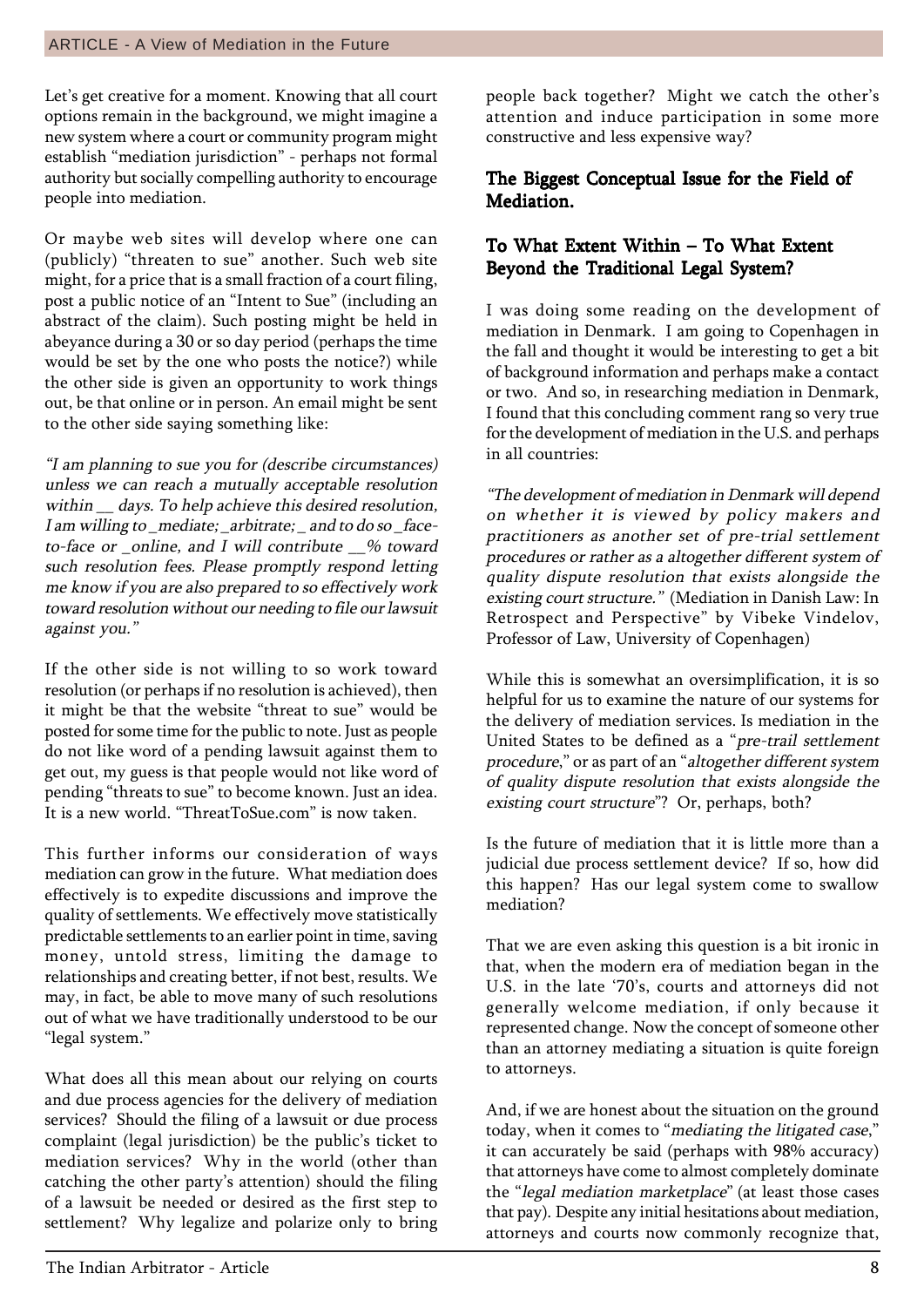Let's get creative for a moment. Knowing that all court options remain in the background, we might imagine a new system where a court or community program might establish "mediation jurisdiction" - perhaps not formal authority but socially compelling authority to encourage people into mediation.

Or maybe web sites will develop where one can (publicly) "threaten to sue" another. Such web site might, for a price that is a small fraction of a court filing, post a public notice of an "Intent to Sue" (including an abstract of the claim). Such posting might be held in abeyance during a 30 or so day period (perhaps the time would be set by the one who posts the notice?) while the other side is given an opportunity to work things out, be that online or in person. An email might be sent to the other side saying something like:

*"I am planning to sue you for (describe circumstances) unless we can reach a mutually acceptable resolution within __ days. To help achieve this desired resolution, I am willing to _mediate; _arbitrate; _ and to do so _face-to-face or _online, and I will contribute __% toward such resolution fees. Please promptly respond letting me know if you are also prepared to so effectively work toward resolution without our needing to file our lawsuit against you."*

If the other side is not willing to so work toward resolution (or perhaps if no resolution is achieved), then it might be that the website "threat to sue" would be posted for some time for the public to note. Just as people do not like word of a pending lawsuit against them to get out, my guess is that people would not like word of pending "threats to sue" to become known. Just an idea. It is a new world. "ThreatToSue.com" is now taken.

This further informs our consideration of ways mediation can grow in the future. What mediation does effectively is to expedite discussions and improve the quality of settlements. We effectively move statistically predictable settlements to an earlier point in time, saving money, untold stress, limiting the damage to relationships and creating better, if not best, results. We may, in fact, be able to move many of such resolutions out of what we have traditionally understood to be our "legal system."

What does all this mean about our relying on courts and due process agencies for the delivery of mediation services? Should the filing of a lawsuit or due process complaint (legal jurisdiction) be the public's ticket to mediation services? Why in the world (other than catching the other party's attention) should the filing of a lawsuit be needed or desired as the first step to settlement? Why legalize and polarize only to bring people back together? Might we catch the other's attention and induce participation in some more constructive and less expensive way?

## The Biggest Conceptual Issue for the Field of Mediation.

## To What Extent Within – To What Extent Beyond the Traditional Legal System?

I was doing some reading on the development of mediation in Denmark. I am going to Copenhagen in the fall and thought it would be interesting to get a bit of background information and perhaps make a contact or two. And so, in researching mediation in Denmark, I found that this concluding comment rang so very true for the development of mediation in the U.S. and perhaps in all countries:

*"The development of mediation in Denmark will depend on whether it is viewed by policy makers and practitioners as another set of pre-trial settlement procedures or rather as a altogether different system of quality dispute resolution that exists alongside the existing court structure."* (Mediation in Danish Law: In Retrospect and Perspective" by Vibeke Vindelov, Professor of Law, University of Copenhagen)

While this is somewhat an oversimplification, it is so helpful for us to examine the nature of our systems for the delivery of mediation services. Is mediation in the United States to be defined as a "*pre-trail settlement procedure*," or as part of an "*altogether different system of quality dispute resolution that exists alongside the existing court structure*"? Or, perhaps, both?

Is the future of mediation that it is little more than a judicial due process settlement device? If so, how did this happen? Has our legal system come to swallow mediation?

That we are even asking this question is a bit ironic in that, when the modern era of mediation began in the U.S. in the late '70's, courts and attorneys did not generally welcome mediation, if only because it represented change. Now the concept of someone other than an attorney mediating a situation is quite foreign to attorneys.

And, if we are honest about the situation on the ground today, when it comes to "*mediating the litigated case*," it can accurately be said (perhaps with 98% accuracy) that attorneys have come to almost completely dominate the "*legal mediation marketplace*" (at least those cases that pay). Despite any initial hesitations about mediation, attorneys and courts now commonly recognize that,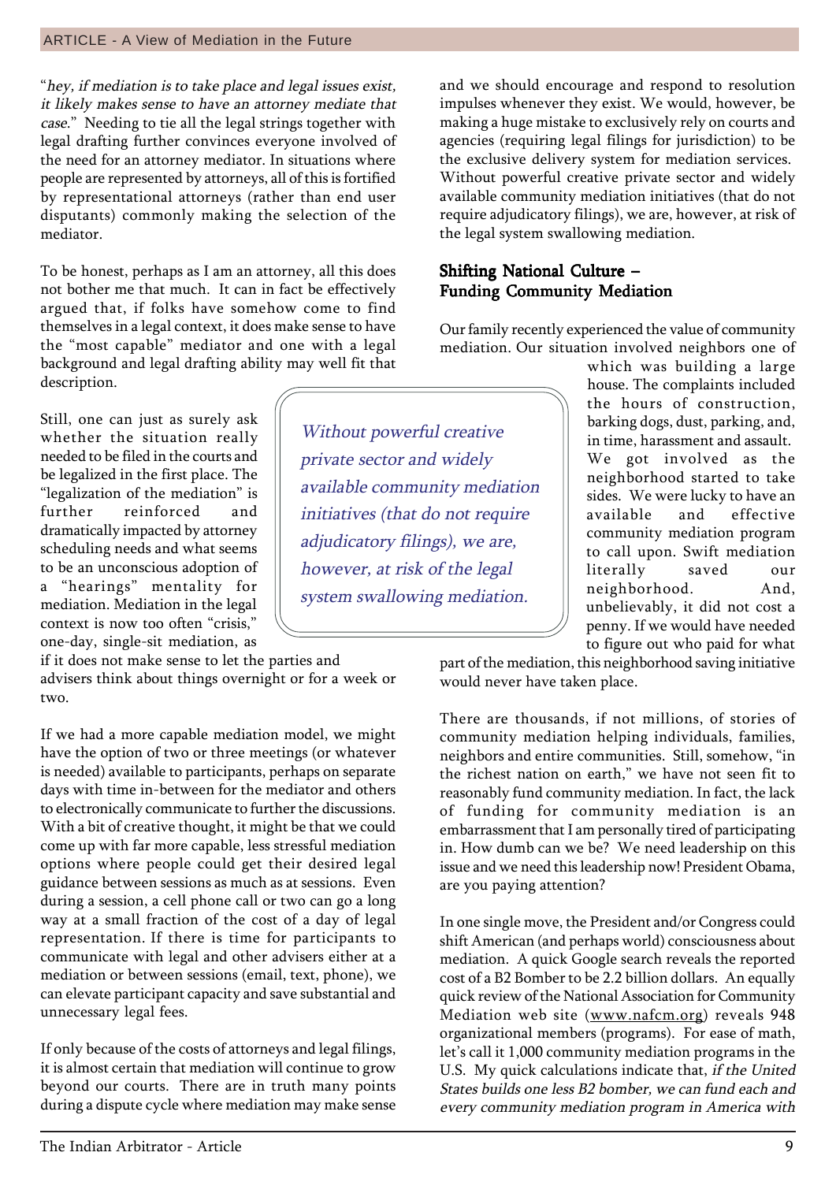"*hey, if mediation is to take place and legal issues exist, it likely makes sense to have an attorney mediate that case*." Needing to tie all the legal strings together with legal drafting further convinces everyone involved of the need for an attorney mediator. In situations where people are represented by attorneys, all of this is fortified by representational attorneys (rather than end user disputants) commonly making the selection of the mediator.

To be honest, perhaps as I am an attorney, all this does not bother me that much. It can in fact be effectively argued that, if folks have somehow come to find themselves in a legal context, it does make sense to have the "most capable" mediator and one with a legal background and legal drafting ability may well fit that description.

Still, one can just as surely ask whether the situation really needed to be filed in the courts and be legalized in the first place. The "legalization of the mediation" is further reinforced and dramatically impacted by attorney scheduling needs and what seems to be an unconscious adoption of a "hearings" mentality for mediation. Mediation in the legal context is now too often "crisis," one-day, single-sit mediation, as if it does not make sense to let the parties and advisers think about things overnight or for a week or two.

If we had a more capable mediation model, we might have the option of two or three meetings (or whatever is needed) available to participants, perhaps on separate days with time in-between for the mediator and others to electronically communicate to further the discussions. With a bit of creative thought, it might be that we could come up with far more capable, less stressful mediation options where people could get their desired legal guidance between sessions as much as at sessions. Even during a session, a cell phone call or two can go a long way at a small fraction of the cost of a day of legal representation. If there is time for participants to communicate with legal and other advisers either at a mediation or between sessions (email, text, phone), we can elevate participant capacity and save substantial and unnecessary legal fees.

If only because of the costs of attorneys and legal filings, it is almost certain that mediation will continue to grow beyond our courts. There are in truth many points during a dispute cycle where mediation may make sense and we should encourage and respond to resolution impulses whenever they exist. We would, however, be making a huge mistake to exclusively rely on courts and agencies (requiring legal filings for jurisdiction) to be the exclusive delivery system for mediation services. Without powerful creative private sector and widely available community mediation initiatives (that do not require adjudicatory filings), we are, however, at risk of the legal system swallowing mediation.

> *Without powerful creative private sector and widely available community mediation initiatives (that do not require adjudicatory filings), we are, however, at risk of the legal system swallowing mediation.*

## Shifting National Culture – Funding Community Mediation

Our family recently experienced the value of community mediation. Our situation involved neighbors one of which was building a large house. The complaints included the hours of construction, barking dogs, dust, parking, and, in time, harassment and assault. We got involved as the neighborhood started to take sides. We were lucky to have an available and effective community mediation program to call upon. Swift mediation literally saved our neighborhood. And, unbelievably, it did not cost a penny. If we would have needed to figure out who paid for what part of the mediation, this neighborhood saving initiative would never have taken place.

There are thousands, if not millions, of stories of community mediation helping individuals, families, neighbors and entire communities. Still, somehow, "in the richest nation on earth," we have not seen fit to reasonably fund community mediation. In fact, the lack of funding for community mediation is an embarrassment that I am personally tired of participating in. How dumb can we be? We need leadership on this issue and we need this leadership now! President Obama, are you paying attention?

In one single move, the President and/or Congress could shift American (and perhaps world) consciousness about mediation. A quick Google search reveals the reported cost of a B2 Bomber to be 2.2 billion dollars. An equally quick review of the National Association for Community Mediation web site (www.nafcm.org) reveals 948 organizational members (programs). For ease of math, let's call it 1,000 community mediation programs in the U.S. My quick calculations indicate that, *if the United States builds one less B2 bomber, we can fund each and every community mediation program in America with*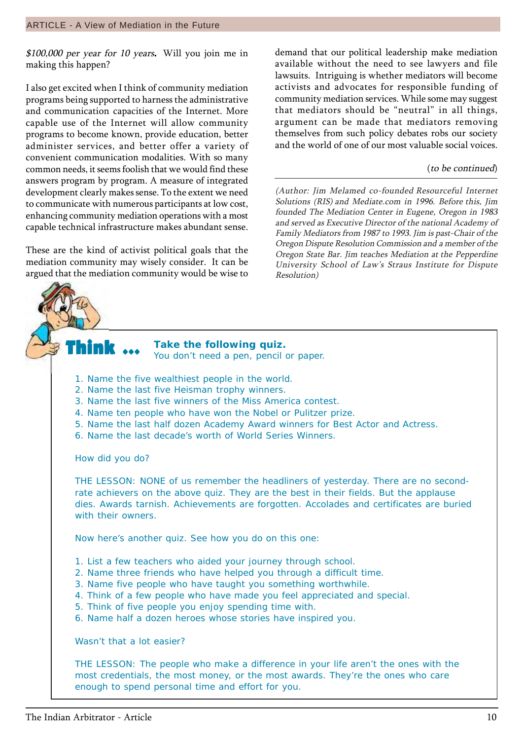*$100,000 per year for 10 years.* Will you join me in making this happen?

I also get excited when I think of community mediation programs being supported to harness the administrative and communication capacities of the Internet. More capable use of the Internet will allow community programs to become known, provide education, better administer services, and better offer a variety of convenient communication modalities. With so many common needs, it seems foolish that we would find these answers program by program. A measure of integrated development clearly makes sense. To the extent we need to communicate with numerous participants at low cost, enhancing community mediation operations with a most capable technical infrastructure makes abundant sense.

These are the kind of activist political goals that the mediation community may wisely consider. It can be argued that the mediation community would be wise to demand that our political leadership make mediation available without the need to see lawyers and file lawsuits. Intriguing is whether mediators will become activists and advocates for responsible funding of community mediation services. While some may suggest that mediators should be "neutral" in all things, argument can be made that mediators removing themselves from such policy debates robs our society and the world of one of our most valuable social voices.

(*to be continued*)

---

*(Author: Jim Melamed co-founded Resourceful Internet Solutions (RIS) and Mediate.com in 1996. Before this, Jim founded The Mediation Center in Eugene, Oregon in 1983 and served as Executive Director of the national Academy of Family Mediators from 1987 to 1993. Jim is past-Chair of the Oregon Dispute Resolution Commission and a member of the Oregon State Bar. Jim teaches Mediation at the Pepperdine University School of Law's Straus Institute for Dispute Resolution)*

## Think ...

**Take the following quiz.**
You don't need a pen, pencil or paper.

1. Name the five wealthiest people in the world.
2. Name the last five Heisman trophy winners.
3. Name the last five winners of the Miss America contest.
4. Name ten people who have won the Nobel or Pulitzer prize.
5. Name the last half dozen Academy Award winners for Best Actor and Actress.
6. Name the last decade's worth of World Series Winners.

How did you do?

THE LESSON: NONE of us remember the headliners of yesterday. There are no second-rate achievers on the above quiz. They are the best in their fields. But the applause dies. Awards tarnish. Achievements are forgotten. Accolades and certificates are buried with their owners.

Now here's another quiz. See how you do on this one:

1. List a few teachers who aided your journey through school.
2. Name three friends who have helped you through a difficult time.
3. Name five people who have taught you something worthwhile.
4. Think of a few people who have made you feel appreciated and special.
5. Think of five people you enjoy spending time with.
6. Name half a dozen heroes whose stories have inspired you.

Wasn't that a lot easier?

THE LESSON: The people who make a difference in your life aren't the ones with the most credentials, the most money, or the most awards. They're the ones who care enough to spend personal time and effort for you.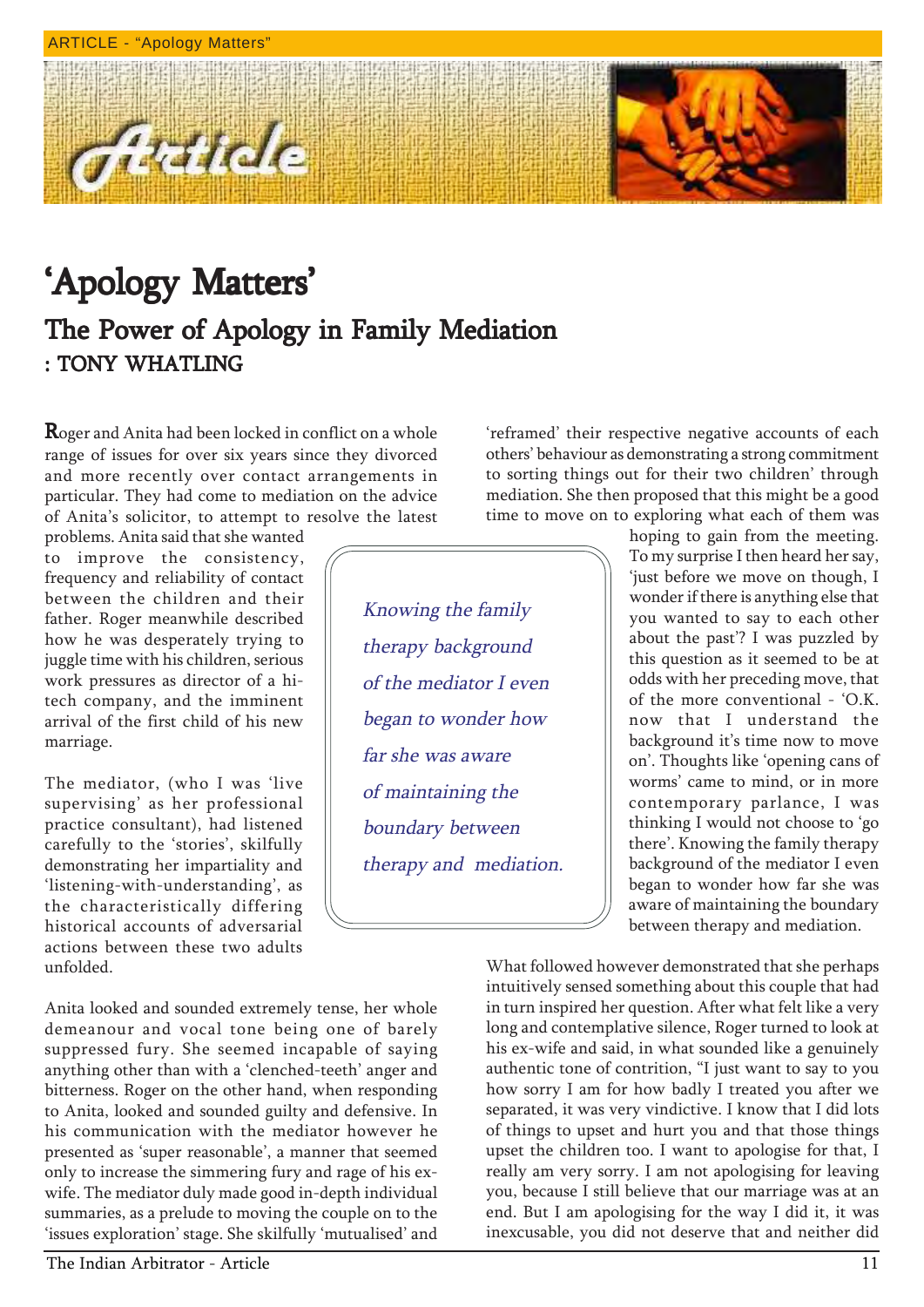# 'Apology Matters'

## The Power of Apology in Family Mediation

### : TONY WHATLING

Roger and Anita had been locked in conflict on a whole range of issues for over six years since they divorced and more recently over contact arrangements in particular. They had come to mediation on the advice of Anita's solicitor, to attempt to resolve the latest problems. Anita said that she wanted to improve the consistency, frequency and reliability of contact between the children and their father. Roger meanwhile described how he was desperately trying to juggle time with his children, serious work pressures as director of a hi-tech company, and the imminent arrival of the first child of his new marriage.

The mediator, (who I was 'live supervising' as her professional practice consultant), had listened carefully to the 'stories', skilfully demonstrating her impartiality and 'listening-with-understanding', as the characteristically differing historical accounts of adversarial actions between these two adults unfolded.

Anita looked and sounded extremely tense, her whole demeanour and vocal tone being one of barely suppressed fury. She seemed incapable of saying anything other than with a 'clenched-teeth' anger and bitterness. Roger on the other hand, when responding to Anita, looked and sounded guilty and defensive. In his communication with the mediator however he presented as 'super reasonable', a manner that seemed only to increase the simmering fury and rage of his ex-wife. The mediator duly made good in-depth individual summaries, as a prelude to moving the couple on to the 'issues exploration' stage. She skilfully 'mutualised' and 'reframed' their respective negative accounts of each others' behaviour as demonstrating a strong commitment to sorting things out for their two children' through mediation. She then proposed that this might be a good time to move on to exploring what each of them was hoping to gain from the meeting. To my surprise I then heard her say, 'just before we move on though, I wonder if there is anything else that you wanted to say to each other about the past'? I was puzzled by this question as it seemed to be at odds with her preceding move, that of the more conventional - 'O.K. now that I understand the background it's time now to move on'. Thoughts like 'opening cans of worms' came to mind, or in more contemporary parlance, I was thinking I would not choose to 'go there'. Knowing the family therapy background of the mediator I even began to wonder how far she was aware of maintaining the boundary between therapy and mediation.

> *Knowing the family therapy background of the mediator I even began to wonder how far she was aware of maintaining the boundary between therapy and mediation.*

What followed however demonstrated that she perhaps intuitively sensed something about this couple that had in turn inspired her question. After what felt like a very long and contemplative silence, Roger turned to look at his ex-wife and said, in what sounded like a genuinely authentic tone of contrition, "I just want to say to you how sorry I am for how badly I treated you after we separated, it was very vindictive. I know that I did lots of things to upset and hurt you and that those things upset the children too. I want to apologise for that, I really am very sorry. I am not apologising for leaving you, because I still believe that our marriage was at an end. But I am apologising for the way I did it, it was inexcusable, you did not deserve that and neither did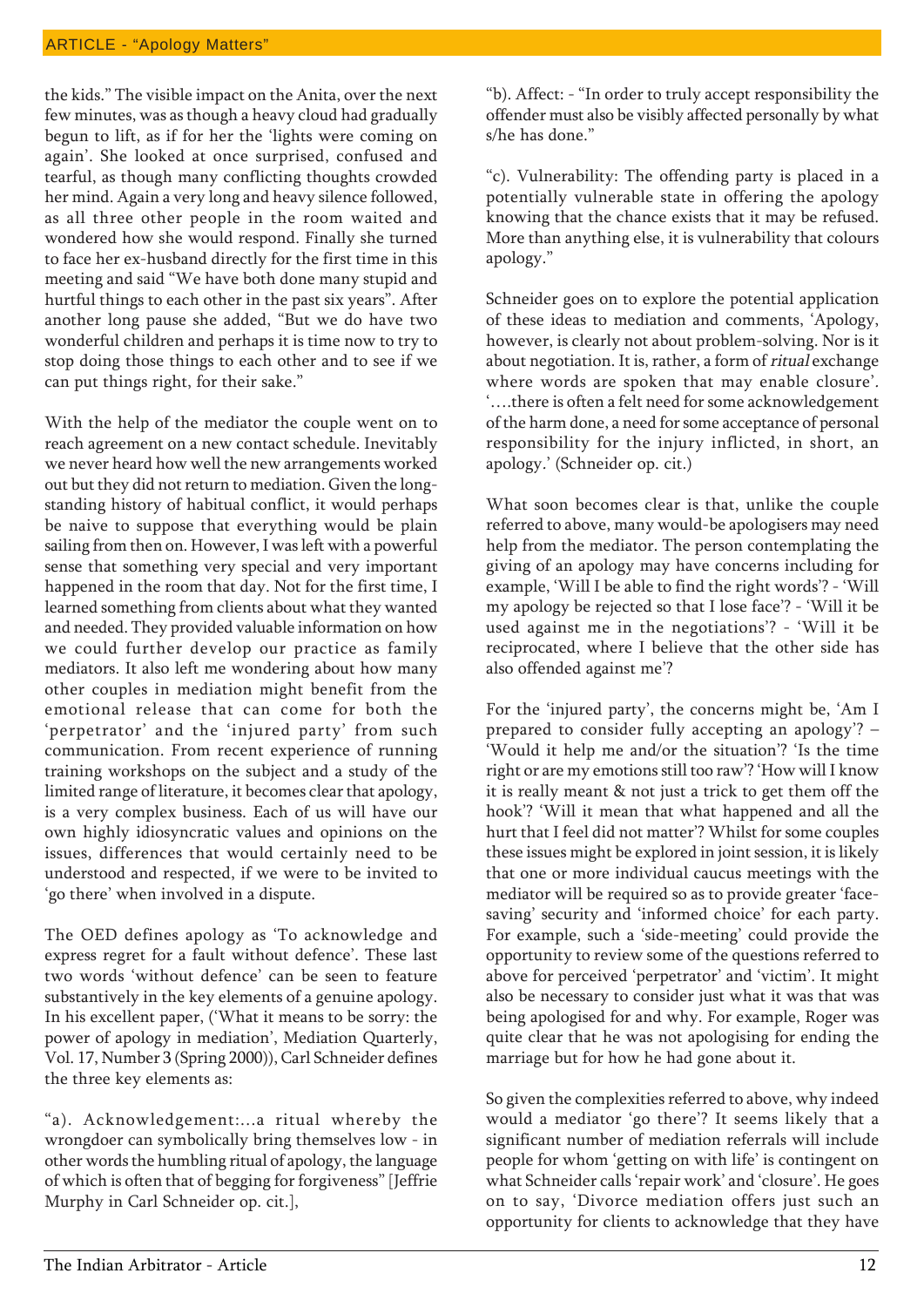the kids." The visible impact on the Anita, over the next few minutes, was as though a heavy cloud had gradually begun to lift, as if for her the 'lights were coming on again'. She looked at once surprised, confused and tearful, as though many conflicting thoughts crowded her mind. Again a very long and heavy silence followed, as all three other people in the room waited and wondered how she would respond. Finally she turned to face her ex-husband directly for the first time in this meeting and said "We have both done many stupid and hurtful things to each other in the past six years". After another long pause she added, "But we do have two wonderful children and perhaps it is time now to try to stop doing those things to each other and to see if we can put things right, for their sake."

With the help of the mediator the couple went on to reach agreement on a new contact schedule. Inevitably we never heard how well the new arrangements worked out but they did not return to mediation. Given the long-standing history of habitual conflict, it would perhaps be naive to suppose that everything would be plain sailing from then on. However, I was left with a powerful sense that something very special and very important happened in the room that day. Not for the first time, I learned something from clients about what they wanted and needed. They provided valuable information on how we could further develop our practice as family mediators. It also left me wondering about how many other couples in mediation might benefit from the emotional release that can come for both the 'perpetrator' and the 'injured party' from such communication. From recent experience of running training workshops on the subject and a study of the limited range of literature, it becomes clear that apology, is a very complex business. Each of us will have our own highly idiosyncratic values and opinions on the issues, differences that would certainly need to be understood and respected, if we were to be invited to 'go there' when involved in a dispute.

The OED defines apology as 'To acknowledge and express regret for a fault without defence'. These last two words 'without defence' can be seen to feature substantively in the key elements of a genuine apology. In his excellent paper, ('What it means to be sorry: the power of apology in mediation', Mediation Quarterly, Vol. 17, Number 3 (Spring 2000)), Carl Schneider defines the three key elements as:

"a). Acknowledgement:...a ritual whereby the wrongdoer can symbolically bring themselves low - in other words the humbling ritual of apology, the language of which is often that of begging for forgiveness" [Jeffrie Murphy in Carl Schneider op. cit.],

"b). Affect: - "In order to truly accept responsibility the offender must also be visibly affected personally by what s/he has done."

"c). Vulnerability: The offending party is placed in a potentially vulnerable state in offering the apology knowing that the chance exists that it may be refused. More than anything else, it is vulnerability that colours apology."

Schneider goes on to explore the potential application of these ideas to mediation and comments, 'Apology, however, is clearly not about problem-solving. Nor is it about negotiation. It is, rather, a form of *ritual* exchange where words are spoken that may enable closure'. '….there is often a felt need for some acknowledgement of the harm done, a need for some acceptance of personal responsibility for the injury inflicted, in short, an apology.' (Schneider op. cit.)

What soon becomes clear is that, unlike the couple referred to above, many would-be apologisers may need help from the mediator. The person contemplating the giving of an apology may have concerns including for example, 'Will I be able to find the right words'? - 'Will my apology be rejected so that I lose face'? - 'Will it be used against me in the negotiations'? - 'Will it be reciprocated, where I believe that the other side has also offended against me'?

For the 'injured party', the concerns might be, 'Am I prepared to consider fully accepting an apology'? – 'Would it help me and/or the situation'? 'Is the time right or are my emotions still too raw'? 'How will I know it is really meant & not just a trick to get them off the hook'? 'Will it mean that what happened and all the hurt that I feel did not matter'? Whilst for some couples these issues might be explored in joint session, it is likely that one or more individual caucus meetings with the mediator will be required so as to provide greater 'face-saving' security and 'informed choice' for each party. For example, such a 'side-meeting' could provide the opportunity to review some of the questions referred to above for perceived 'perpetrator' and 'victim'. It might also be necessary to consider just what it was that was being apologised for and why. For example, Roger was quite clear that he was not apologising for ending the marriage but for how he had gone about it.

So given the complexities referred to above, why indeed would a mediator 'go there'? It seems likely that a significant number of mediation referrals will include people for whom 'getting on with life' is contingent on what Schneider calls 'repair work' and 'closure'. He goes on to say, 'Divorce mediation offers just such an opportunity for clients to acknowledge that they have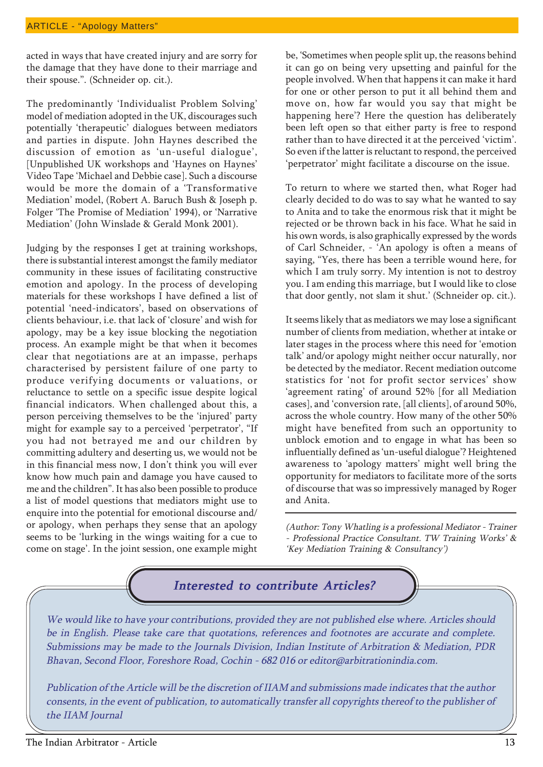acted in ways that have created injury and are sorry for the damage that they have done to their marriage and their spouse.". (Schneider op. cit.).

The predominantly 'Individualist Problem Solving' model of mediation adopted in the UK, discourages such potentially 'therapeutic' dialogues between mediators and parties in dispute. John Haynes described the discussion of emotion as 'un-useful dialogue', [Unpublished UK workshops and 'Haynes on Haynes' Video Tape 'Michael and Debbie case]. Such a discourse would be more the domain of a 'Transformative Mediation' model, (Robert A. Baruch Bush & Joseph p. Folger 'The Promise of Mediation' 1994), or 'Narrative Mediation' (John Winslade & Gerald Monk 2001).

Judging by the responses I get at training workshops, there is substantial interest amongst the family mediator community in these issues of facilitating constructive emotion and apology. In the process of developing materials for these workshops I have defined a list of potential 'need-indicators', based on observations of clients behaviour, i.e. that lack of 'closure' and wish for apology, may be a key issue blocking the negotiation process. An example might be that when it becomes clear that negotiations are at an impasse, perhaps characterised by persistent failure of one party to produce verifying documents or valuations, or reluctance to settle on a specific issue despite logical financial indicators. When challenged about this, a person perceiving themselves to be the 'injured' party might for example say to a perceived 'perpetrator', "If you had not betrayed me and our children by committing adultery and deserting us, we would not be in this financial mess now, I don't think you will ever know how much pain and damage you have caused to me and the children". It has also been possible to produce a list of model questions that mediators might use to enquire into the potential for emotional discourse and/ or apology, when perhaps they sense that an apology seems to be 'lurking in the wings waiting for a cue to come on stage'. In the joint session, one example might be, 'Sometimes when people split up, the reasons behind it can go on being very upsetting and painful for the people involved. When that happens it can make it hard for one or other person to put it all behind them and move on, how far would you say that might be happening here'? Here the question has deliberately been left open so that either party is free to respond rather than to have directed it at the perceived 'victim'. So even if the latter is reluctant to respond, the perceived 'perpetrator' might facilitate a discourse on the issue.

To return to where we started then, what Roger had clearly decided to do was to say what he wanted to say to Anita and to take the enormous risk that it might be rejected or be thrown back in his face. What he said in his own words, is also graphically expressed by the words of Carl Schneider, - 'An apology is often a means of saying, "Yes, there has been a terrible wound here, for which I am truly sorry. My intention is not to destroy you. I am ending this marriage, but I would like to close that door gently, not slam it shut.' (Schneider op. cit.).

It seems likely that as mediators we may lose a significant number of clients from mediation, whether at intake or later stages in the process where this need for 'emotion talk' and/or apology might neither occur naturally, nor be detected by the mediator. Recent mediation outcome statistics for 'not for profit sector services' show 'agreement rating' of around 52% [for all Mediation cases], and 'conversion rate, [all clients], of around 50%, across the whole country. How many of the other 50% might have benefited from such an opportunity to unblock emotion and to engage in what has been so influentially defined as 'un-useful dialogue'? Heightened awareness to 'apology matters' might well bring the opportunity for mediators to facilitate more of the sorts of discourse that was so impressively managed by Roger and Anita.

---

*(Author: Tony Whatling is a professional Mediator - Trainer - Professional Practice Consultant. TW Training Works' & 'Key Mediation Training & Consultancy')*

## *Interested to contribute Articles?*

*We would like to have your contributions, provided they are not published else where. Articles should be in English. Please take care that quotations, references and footnotes are accurate and complete. Submissions may be made to the Journals Division, Indian Institute of Arbitration & Mediation, PDR Bhavan, Second Floor, Foreshore Road, Cochin - 682 016 or editor@arbitrationindia.com.*

*Publication of the Article will be the discretion of IIAM and submissions made indicates that the author consents, in the event of publication, to automatically transfer all copyrights thereof to the publisher of the IIAM Journal*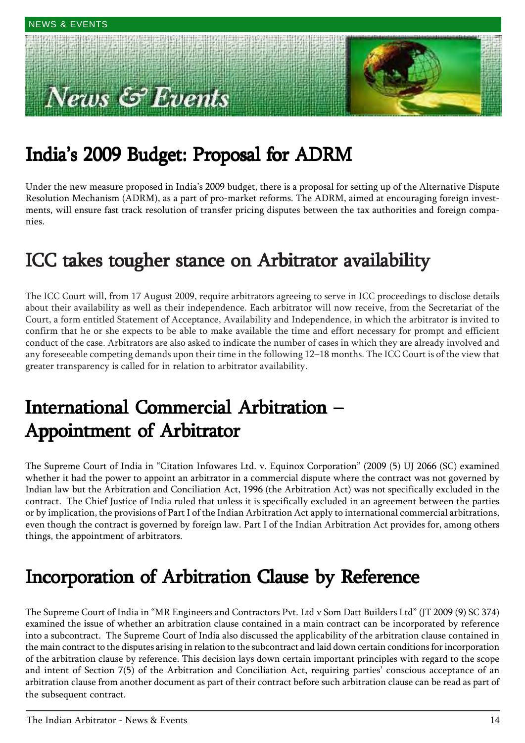# News & Events

## India's 2009 Budget: Proposal for ADRM

Under the new measure proposed in India's 2009 budget, there is a proposal for setting up of the Alternative Dispute Resolution Mechanism (ADRM), as a part of pro-market reforms. The ADRM, aimed at encouraging foreign investments, will ensure fast track resolution of transfer pricing disputes between the tax authorities and foreign companies.

## ICC takes tougher stance on Arbitrator availability

The ICC Court will, from 17 August 2009, require arbitrators agreeing to serve in ICC proceedings to disclose details about their availability as well as their independence. Each arbitrator will now receive, from the Secretariat of the Court, a form entitled Statement of Acceptance, Availability and Independence, in which the arbitrator is invited to confirm that he or she expects to be able to make available the time and effort necessary for prompt and efficient conduct of the case. Arbitrators are also asked to indicate the number of cases in which they are already involved and any foreseeable competing demands upon their time in the following 12–18 months. The ICC Court is of the view that greater transparency is called for in relation to arbitrator availability.

## International Commercial Arbitration – Appointment of Arbitrator

The Supreme Court of India in "Citation Infowares Ltd. v. Equinox Corporation" (2009 (5) UJ 2066 (SC) examined whether it had the power to appoint an arbitrator in a commercial dispute where the contract was not governed by Indian law but the Arbitration and Conciliation Act, 1996 (the Arbitration Act) was not specifically excluded in the contract. The Chief Justice of India ruled that unless it is specifically excluded in an agreement between the parties or by implication, the provisions of Part I of the Indian Arbitration Act apply to international commercial arbitrations, even though the contract is governed by foreign law. Part I of the Indian Arbitration Act provides for, among others things, the appointment of arbitrators.

## Incorporation of Arbitration Clause by Reference

The Supreme Court of India in "MR Engineers and Contractors Pvt. Ltd v Som Datt Builders Ltd" (JT 2009 (9) SC 374) examined the issue of whether an arbitration clause contained in a main contract can be incorporated by reference into a subcontract. The Supreme Court of India also discussed the applicability of the arbitration clause contained in the main contract to the disputes arising in relation to the subcontract and laid down certain conditions for incorporation of the arbitration clause by reference. This decision lays down certain important principles with regard to the scope and intent of Section 7(5) of the Arbitration and Conciliation Act, requiring parties' conscious acceptance of an arbitration clause from another document as part of their contract before such arbitration clause can be read as part of the subsequent contract.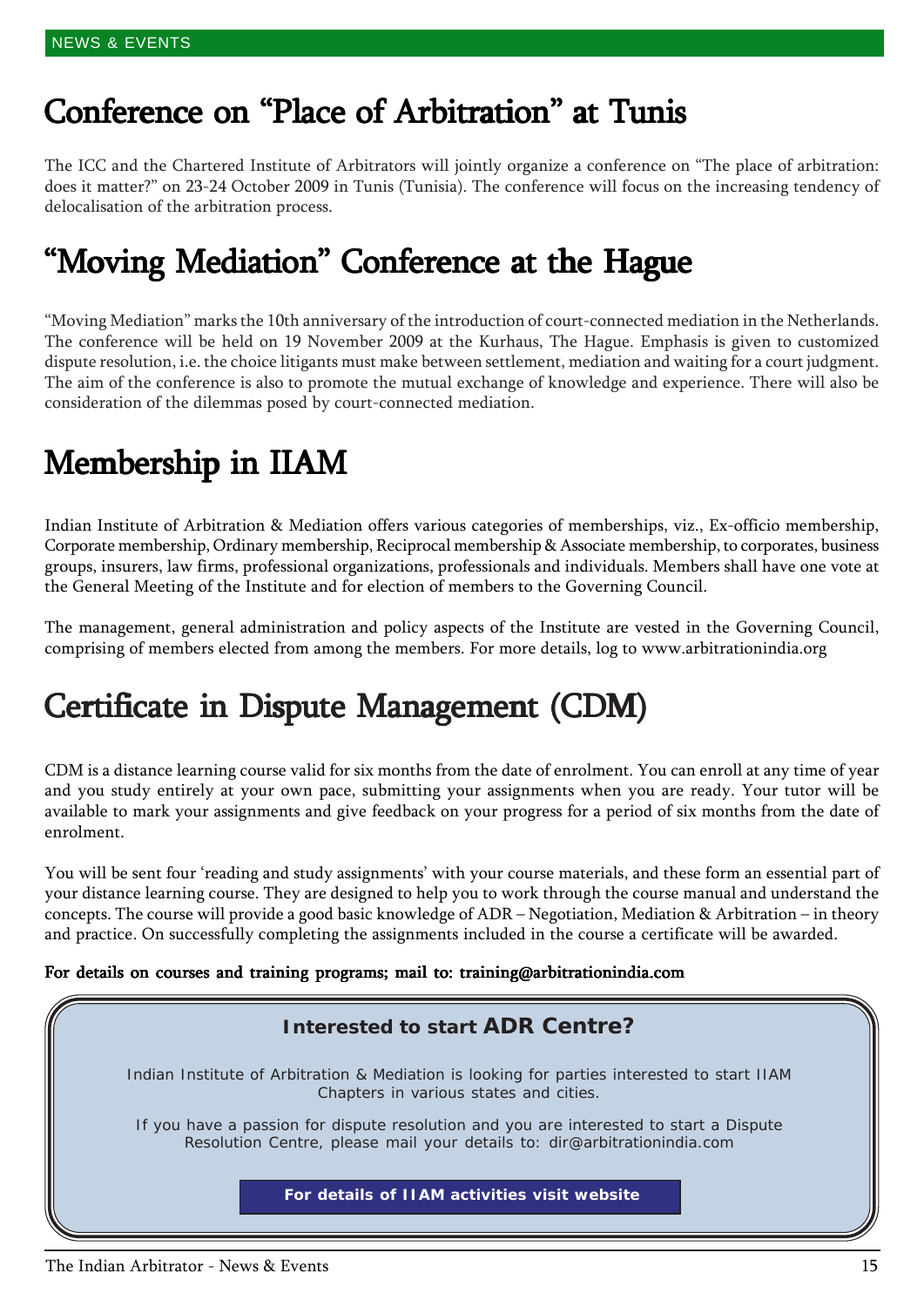# Conference on "Place of Arbitration" at Tunis

The ICC and the Chartered Institute of Arbitrators will jointly organize a conference on "The place of arbitration: does it matter?" on 23-24 October 2009 in Tunis (Tunisia). The conference will focus on the increasing tendency of delocalisation of the arbitration process.

# "Moving Mediation" Conference at the Hague

"Moving Mediation" marks the 10th anniversary of the introduction of court-connected mediation in the Netherlands. The conference will be held on 19 November 2009 at the Kurhaus, The Hague. Emphasis is given to customized dispute resolution, i.e. the choice litigants must make between settlement, mediation and waiting for a court judgment. The aim of the conference is also to promote the mutual exchange of knowledge and experience. There will also be consideration of the dilemmas posed by court-connected mediation.

# Membership in IIAM

Indian Institute of Arbitration & Mediation offers various categories of memberships, viz., Ex-officio membership, Corporate membership, Ordinary membership, Reciprocal membership & Associate membership, to corporates, business groups, insurers, law firms, professional organizations, professionals and individuals. Members shall have one vote at the General Meeting of the Institute and for election of members to the Governing Council.

The management, general administration and policy aspects of the Institute are vested in the Governing Council, comprising of members elected from among the members. For more details, log to www.arbitrationindia.org

# Certificate in Dispute Management (CDM)

CDM is a distance learning course valid for six months from the date of enrolment. You can enroll at any time of year and you study entirely at your own pace, submitting your assignments when you are ready. Your tutor will be available to mark your assignments and give feedback on your progress for a period of six months from the date of enrolment.

You will be sent four 'reading and study assignments' with your course materials, and these form an essential part of your distance learning course. They are designed to help you to work through the course manual and understand the concepts. The course will provide a good basic knowledge of ADR – Negotiation, Mediation & Arbitration – in theory and practice. On successfully completing the assignments included in the course a certificate will be awarded.

**For details on courses and training programs; mail to: training@arbitrationindia.com**

**Interested to start ADR Centre?**

Indian Institute of Arbitration & Mediation is looking for parties interested to start IIAM Chapters in various states and cities.

If you have a passion for dispute resolution and you are interested to start a Dispute Resolution Centre, please mail your details to: dir@arbitrationindia.com

**For details of IIAM activities visit website**